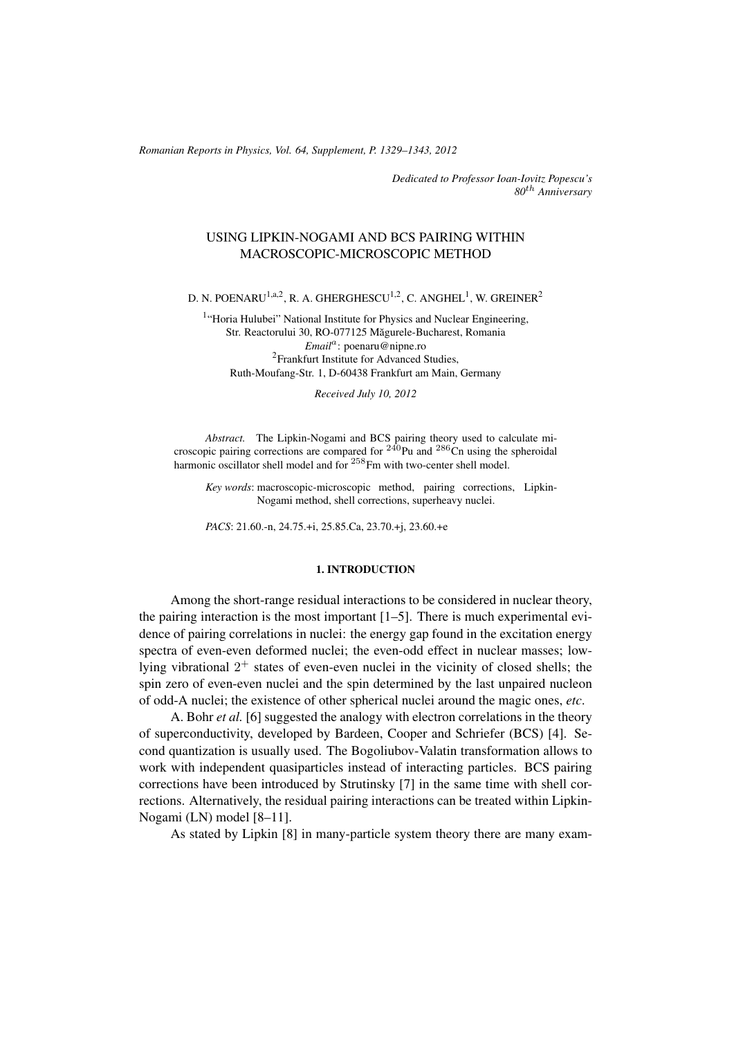*Dedicated to Professor Ioan-Iovitz Popescu's*
*$80^{th}$ Anniversary*

# USING LIPKIN-NOGAMI AND BCS PAIRING WITHIN MACROSCOPIC-MICROSCOPIC METHOD

D. N. POENARU[1,a,2], R. A. GHERGHESCU[1,2], C. ANGHEL[1], W. GREINER[2]

[1]"Horia Hulubei" National Institute for Physics and Nuclear Engineering,
Str. Reactorului 30, RO-077125 Măgurele-Bucharest, Romania
*Email*[a]: poenaru@nipne.ro
[2]Frankfurt Institute for Advanced Studies,
Ruth-Moufang-Str. 1, D-60438 Frankfurt am Main, Germany

*Received July 10, 2012*

*Abstract.* The Lipkin-Nogami and BCS pairing theory used to calculate microscopic pairing corrections are compared for $^{240}$Pu and $^{286}$Cn using the spheroidal harmonic oscillator shell model and for $^{258}$Fm with two-center shell model.

*Key words*: macroscopic-microscopic method, pairing corrections, Lipkin-Nogami method, shell corrections, superheavy nuclei.

*PACS*: 21.60.-n, 24.75.+i, 25.85.Ca, 23.70.+j, 23.60.+e

## 1. INTRODUCTION

Among the short-range residual interactions to be considered in nuclear theory, the pairing interaction is the most important [1–5]. There is much experimental evidence of pairing correlations in nuclei: the energy gap found in the excitation energy spectra of even-even deformed nuclei; the even-odd effect in nuclear masses; low-lying vibrational $2^+$ states of even-even nuclei in the vicinity of closed shells; the spin zero of even-even nuclei and the spin determined by the last unpaired nucleon of odd-A nuclei; the existence of other spherical nuclei around the magic ones, *etc*.

A. Bohr *et al.* [6] suggested the analogy with electron correlations in the theory of superconductivity, developed by Bardeen, Cooper and Schriefer (BCS) [4]. Second quantization is usually used. The Bogoliubov-Valatin transformation allows to work with independent quasiparticles instead of interacting particles. BCS pairing corrections have been introduced by Strutinsky [7] in the same time with shell corrections. Alternatively, the residual pairing interactions can be treated within Lipkin-Nogami (LN) model [8–11].

As stated by Lipkin [8] in many-particle system theory there are many exam-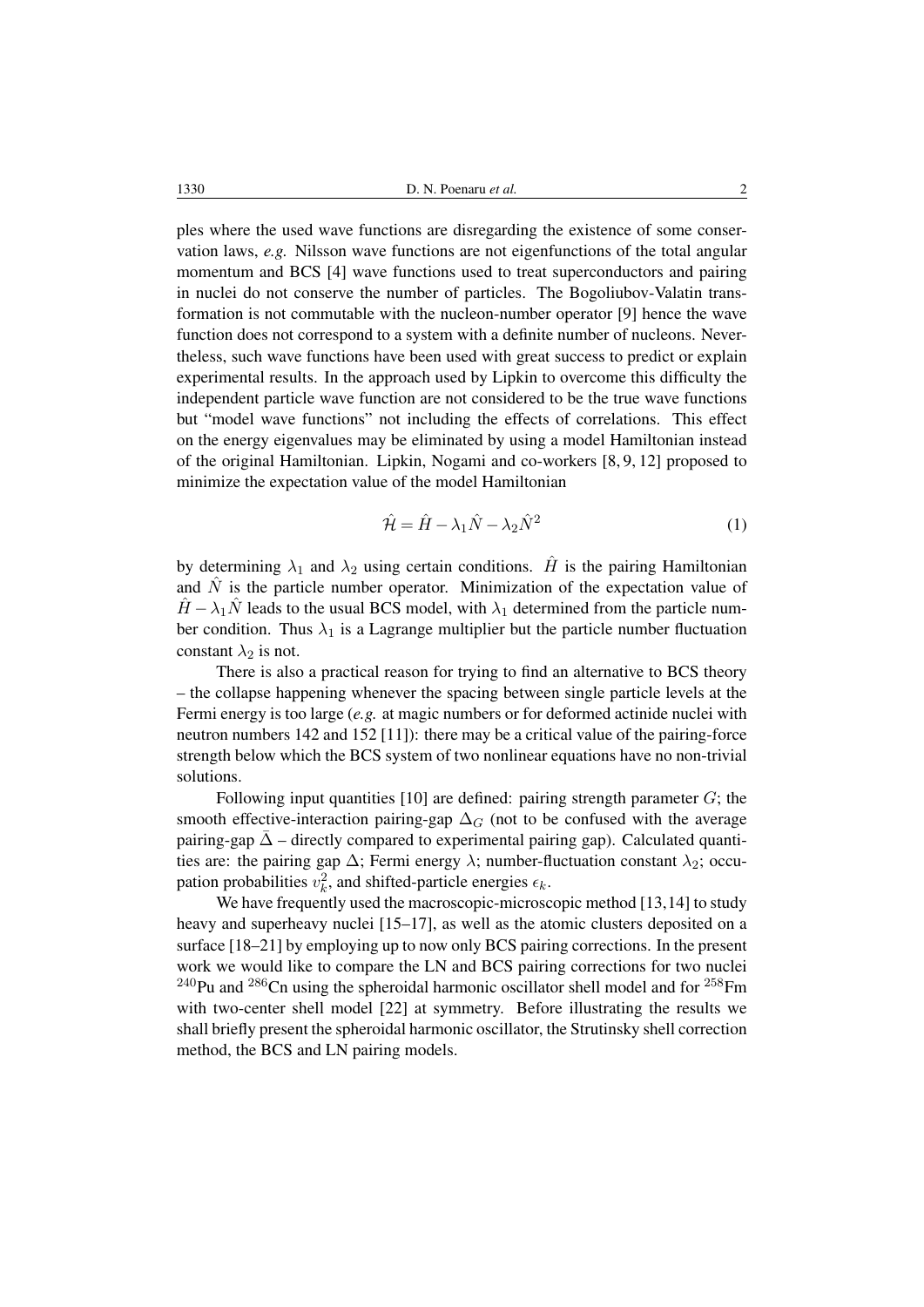ples where the used wave functions are disregarding the existence of some conservation laws, *e.g.* Nilsson wave functions are not eigenfunctions of the total angular momentum and BCS [4] wave functions used to treat superconductors and pairing in nuclei do not conserve the number of particles. The Bogoliubov-Valatin transformation is not commutable with the nucleon-number operator [9] hence the wave function does not correspond to a system with a definite number of nucleons. Nevertheless, such wave functions have been used with great success to predict or explain experimental results. In the approach used by Lipkin to overcome this difficulty the independent particle wave function are not considered to be the true wave functions but "model wave functions" not including the effects of correlations. This effect on the energy eigenvalues may be eliminated by using a model Hamiltonian instead of the original Hamiltonian. Lipkin, Nogami and co-workers [8, 9, 12] proposed to minimize the expectation value of the model Hamiltonian

$$\hat{\mathcal{H}} = \hat{H} - \lambda_1 \hat{N} - \lambda_2 \hat{N}^2 \tag{1}$$

by determining $\lambda_1$ and $\lambda_2$ using certain conditions. $\hat{H}$ is the pairing Hamiltonian and $\hat{N}$ is the particle number operator. Minimization of the expectation value of $\hat{H} - \lambda_1 \hat{N}$ leads to the usual BCS model, with $\lambda_1$ determined from the particle number condition. Thus $\lambda_1$ is a Lagrange multiplier but the particle number fluctuation constant $\lambda_2$ is not.

There is also a practical reason for trying to find an alternative to BCS theory – the collapse happening whenever the spacing between single particle levels at the Fermi energy is too large (*e.g.* at magic numbers or for deformed actinide nuclei with neutron numbers 142 and 152 [11]): there may be a critical value of the pairing-force strength below which the BCS system of two nonlinear equations have no non-trivial solutions.

Following input quantities [10] are defined: pairing strength parameter $G$; the smooth effective-interaction pairing-gap $\Delta_G$ (not to be confused with the average pairing-gap $\bar{\Delta}$ – directly compared to experimental pairing gap). Calculated quantities are: the pairing gap $\Delta$; Fermi energy $\lambda$; number-fluctuation constant $\lambda_2$; occupation probabilities $v_k^2$, and shifted-particle energies $\epsilon_k$.

We have frequently used the macroscopic-microscopic method [13,14] to study heavy and superheavy nuclei [15–17], as well as the atomic clusters deposited on a surface [18–21] by employing up to now only BCS pairing corrections. In the present work we would like to compare the LN and BCS pairing corrections for two nuclei $^{240}$Pu and $^{286}$Cn using the spheroidal harmonic oscillator shell model and for $^{258}$Fm with two-center shell model [22] at symmetry. Before illustrating the results we shall briefly present the spheroidal harmonic oscillator, the Strutinsky shell correction method, the BCS and LN pairing models.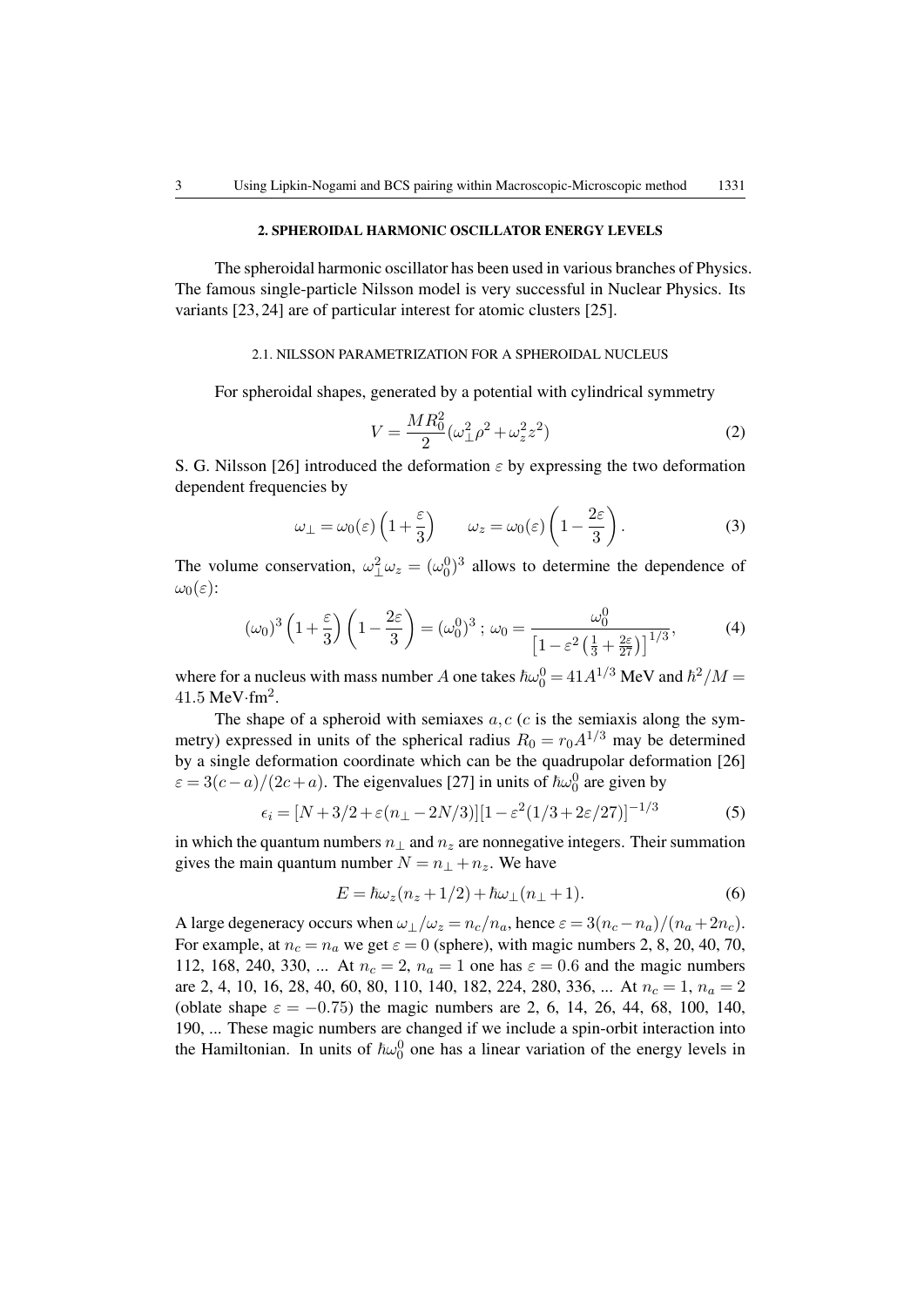## 2. SPHEROIDAL HARMONIC OSCILLATOR ENERGY LEVELS

The spheroidal harmonic oscillator has been used in various branches of Physics. The famous single-particle Nilsson model is very successful in Nuclear Physics. Its variants [23, 24] are of particular interest for atomic clusters [25].

### 2.1. NILSSON PARAMETRIZATION FOR A SPHEROIDAL NUCLEUS

For spheroidal shapes, generated by a potential with cylindrical symmetry

$$V = \frac{MR_0^2}{2}(\omega_\perp^2 \rho^2 + \omega_z^2 z^2) \tag{2}$$

S. G. Nilsson [26] introduced the deformation $\varepsilon$ by expressing the two deformation dependent frequencies by

$$\omega_\perp = \omega_0(\varepsilon)\left(1+\frac{\varepsilon}{3}\right) \qquad \omega_z = \omega_0(\varepsilon)\left(1-\frac{2\varepsilon}{3}\right). \tag{3}$$

The volume conservation, $\omega_\perp^2 \omega_z = (\omega_0^0)^3$ allows to determine the dependence of $\omega_0(\varepsilon)$:

$$(\omega_0)^3\left(1+\frac{\varepsilon}{3}\right)\left(1-\frac{2\varepsilon}{3}\right) = (\omega_0^0)^3 \, ; \, \omega_0 = \frac{\omega_0^0}{\left[1-\varepsilon^2\left(\frac{1}{3}+\frac{2\varepsilon}{27}\right)\right]^{1/3}}, \tag{4}$$

where for a nucleus with mass number $A$ one takes $\hbar\omega_0^0 = 41A^{1/3}$ MeV and $\hbar^2/M = 41.5$ MeV·fm$^2$.

The shape of a spheroid with semiaxes $a, c$ ($c$ is the semiaxis along the symmetry) expressed in units of the spherical radius $R_0 = r_0 A^{1/3}$ may be determined by a single deformation coordinate which can be the quadrupolar deformation [26] $\varepsilon = 3(c-a)/(2c+a)$. The eigenvalues [27] in units of $\hbar\omega_0^0$ are given by

$$\epsilon_i = [N + 3/2 + \varepsilon(n_\perp - 2N/3)][1-\varepsilon^2(1/3+2\varepsilon/27)]^{-1/3} \tag{5}$$

in which the quantum numbers $n_\perp$ and $n_z$ are nonnegative integers. Their summation gives the main quantum number $N = n_\perp + n_z$. We have

$$E = \hbar\omega_z(n_z + 1/2) + \hbar\omega_\perp(n_\perp + 1). \tag{6}$$

A large degeneracy occurs when $\omega_\perp/\omega_z = n_c/n_a$, hence $\varepsilon = 3(n_c - n_a)/(n_a + 2n_c)$. For example, at $n_c = n_a$ we get $\varepsilon = 0$ (sphere), with magic numbers 2, 8, 20, 40, 70, 112, 168, 240, 330, ... At $n_c = 2$, $n_a = 1$ one has $\varepsilon = 0.6$ and the magic numbers are 2, 4, 10, 16, 28, 40, 60, 80, 110, 140, 182, 224, 280, 336, ... At $n_c = 1$, $n_a = 2$ (oblate shape $\varepsilon = -0.75$) the magic numbers are 2, 6, 14, 26, 44, 68, 100, 140, 190, ... These magic numbers are changed if we include a spin-orbit interaction into the Hamiltonian. In units of $\hbar\omega_0^0$ one has a linear variation of the energy levels in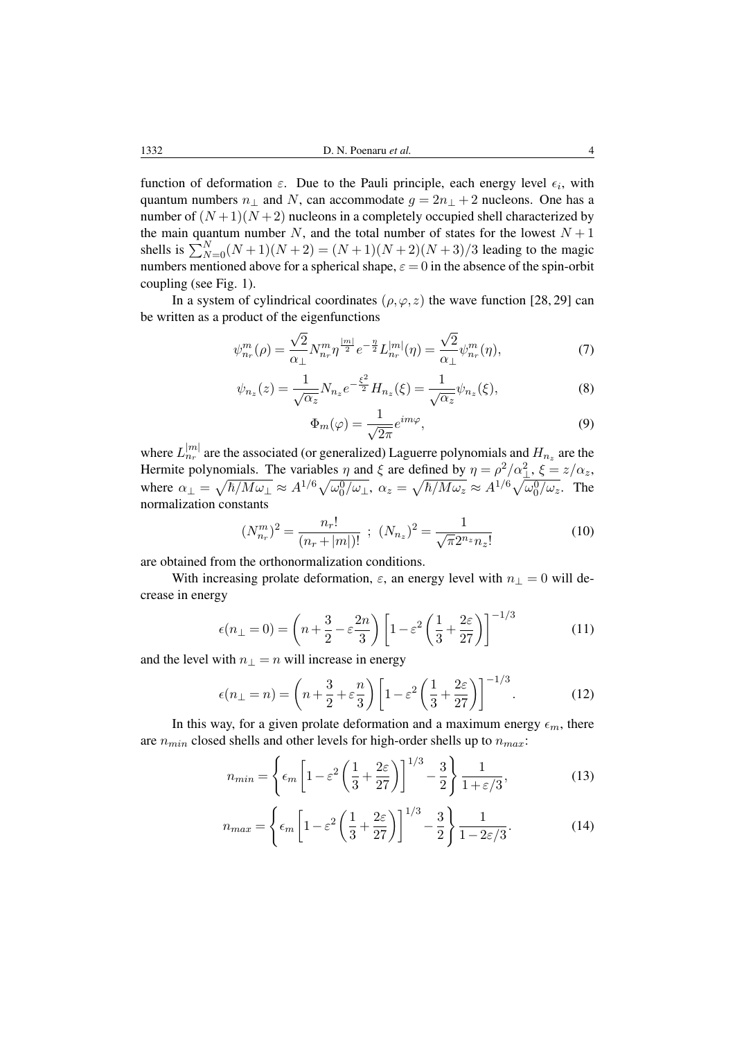function of deformation $\varepsilon$. Due to the Pauli principle, each energy level $\epsilon_i$, with quantum numbers $n_\perp$ and $N$, can accommodate $g = 2n_\perp + 2$ nucleons. One has a number of $(N+1)(N+2)$ nucleons in a completely occupied shell characterized by the main quantum number $N$, and the total number of states for the lowest $N+1$ shells is $\sum_{N=0}^{N}(N+1)(N+2) = (N+1)(N+2)(N+3)/3$ leading to the magic numbers mentioned above for a spherical shape, $\varepsilon = 0$ in the absence of the spin-orbit coupling (see Fig. 1).

In a system of cylindrical coordinates $(\rho, \varphi, z)$ the wave function [28, 29] can be written as a product of the eigenfunctions

$$\psi_{n_r}^m(\rho) = \frac{\sqrt{2}}{\alpha_\perp} N_{n_r}^m \eta^{\frac{|m|}{2}} e^{-\frac{\eta}{2}} L_{n_r}^{|m|}(\eta) = \frac{\sqrt{2}}{\alpha_\perp} \psi_{n_r}^m(\eta), \tag{7}$$

$$\psi_{n_z}(z) = \frac{1}{\sqrt{\alpha_z}} N_{n_z} e^{-\frac{\xi^2}{2}} H_{n_z}(\xi) = \frac{1}{\sqrt{\alpha_z}} \psi_{n_z}(\xi), \tag{8}$$

$$\Phi_m(\varphi) = \frac{1}{\sqrt{2\pi}} e^{im\varphi}, \tag{9}$$

where $L_{n_r}^{|m|}$ are the associated (or generalized) Laguerre polynomials and $H_{n_z}$ are the Hermite polynomials. The variables $\eta$ and $\xi$ are defined by $\eta = \rho^2/\alpha_\perp^2$, $\xi = z/\alpha_z$, where $\alpha_\perp = \sqrt{\hbar/M\omega_\perp} \approx A^{1/6}\sqrt{\omega_0^0/\omega_\perp}$, $\alpha_z = \sqrt{\hbar/M\omega_z} \approx A^{1/6}\sqrt{\omega_0^0/\omega_z}$. The normalization constants

$$(N_{n_r}^m)^2 = \frac{n_r!}{(n_r+|m|)!} \;\; ; \;\; (N_{n_z})^2 = \frac{1}{\sqrt{\pi}2^{n_z}n_z!} \tag{10}$$

are obtained from the orthonormalization conditions.

With increasing prolate deformation, $\varepsilon$, an energy level with $n_\perp = 0$ will decrease in energy

$$\epsilon(n_\perp = 0) = \left(n + \frac{3}{2} - \varepsilon\frac{2n}{3}\right)\left[1 - \varepsilon^2\left(\frac{1}{3} + \frac{2\varepsilon}{27}\right)\right]^{-1/3} \tag{11}$$

and the level with $n_\perp = n$ will increase in energy

$$\epsilon(n_\perp = n) = \left(n + \frac{3}{2} + \varepsilon\frac{n}{3}\right)\left[1 - \varepsilon^2\left(\frac{1}{3} + \frac{2\varepsilon}{27}\right)\right]^{-1/3}. \tag{12}$$

In this way, for a given prolate deformation and a maximum energy $\epsilon_m$, there are $n_{min}$ closed shells and other levels for high-order shells up to $n_{max}$:

$$n_{min} = \left\{\epsilon_m\left[1 - \varepsilon^2\left(\frac{1}{3} + \frac{2\varepsilon}{27}\right)\right]^{1/3} - \frac{3}{2}\right\}\frac{1}{1+\varepsilon/3}, \tag{13}$$

$$n_{max} = \left\{\epsilon_m\left[1 - \varepsilon^2\left(\frac{1}{3} + \frac{2\varepsilon}{27}\right)\right]^{1/3} - \frac{3}{2}\right\}\frac{1}{1-2\varepsilon/3}. \tag{14}$$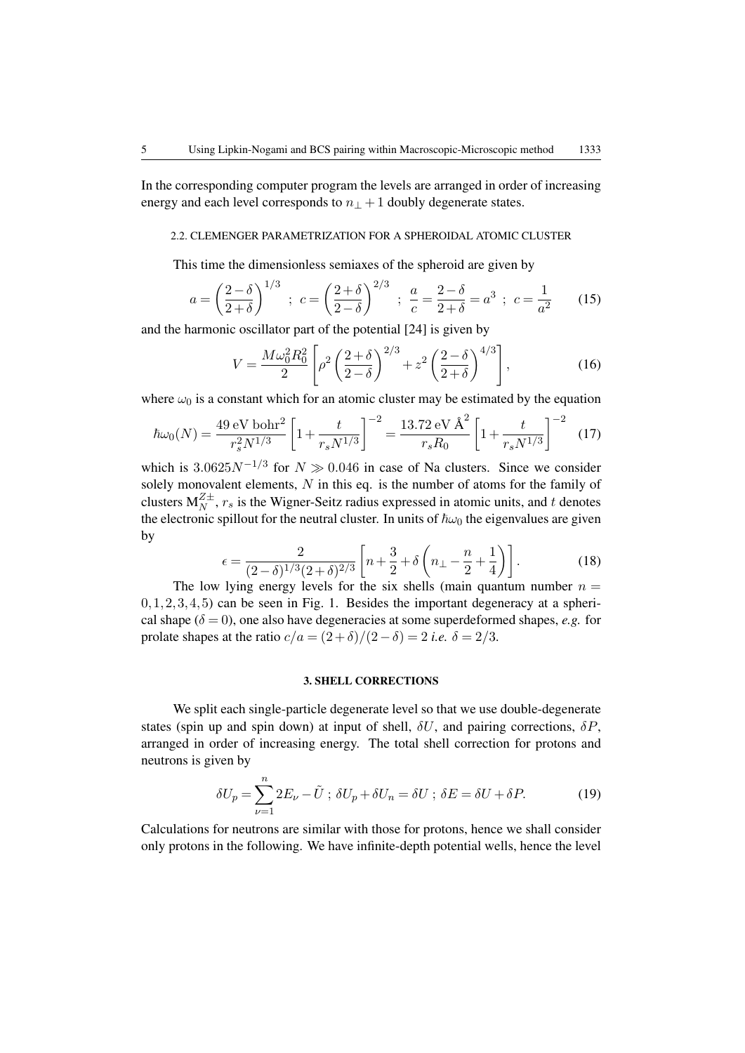In the corresponding computer program the levels are arranged in order of increasing energy and each level corresponds to $n_\perp + 1$ doubly degenerate states.

### 2.2. CLEMENGER PARAMETRIZATION FOR A SPHEROIDAL ATOMIC CLUSTER

This time the dimensionless semiaxes of the spheroid are given by

$$a = \left(\frac{2-\delta}{2+\delta}\right)^{1/3} \; ; \; c = \left(\frac{2+\delta}{2-\delta}\right)^{2/3} \; ; \; \frac{a}{c} = \frac{2-\delta}{2+\delta} = a^3 \; ; \; c = \frac{1}{a^2} \qquad (15)$$

and the harmonic oscillator part of the potential [24] is given by

$$V = \frac{M\omega_0^2 R_0^2}{2}\left[\rho^2\left(\frac{2+\delta}{2-\delta}\right)^{2/3} + z^2\left(\frac{2-\delta}{2+\delta}\right)^{4/3}\right], \qquad (16)$$

where $\omega_0$ is a constant which for an atomic cluster may be estimated by the equation

$$\hbar\omega_0(N) = \frac{49\;\mathrm{eV\;bohr}^2}{r_s^2 N^{1/3}}\left[1 + \frac{t}{r_s N^{1/3}}\right]^{-2} = \frac{13.72\;\mathrm{eV\;Å}^2}{r_s R_0}\left[1 + \frac{t}{r_s N^{1/3}}\right]^{-2} \qquad (17)$$

which is $3.0625N^{-1/3}$ for $N \gg 0.046$ in case of Na clusters. Since we consider solely monovalent elements, $N$ in this eq. is the number of atoms for the family of clusters $\mathrm{M}_N^{Z\pm}$, $r_s$ is the Wigner-Seitz radius expressed in atomic units, and $t$ denotes the electronic spillout for the neutral cluster. In units of $\hbar\omega_0$ the eigenvalues are given by

$$\epsilon = \frac{2}{(2-\delta)^{1/3}(2+\delta)^{2/3}}\left[n + \frac{3}{2} + \delta\left(n_\perp - \frac{n}{2} + \frac{1}{4}\right)\right]. \qquad (18)$$

The low lying energy levels for the six shells (main quantum number $n = 0, 1, 2, 3, 4, 5$) can be seen in Fig. 1. Besides the important degeneracy at a spherical shape ($\delta = 0$), one also have degeneracies at some superdeformed shapes, *e.g.* for prolate shapes at the ratio $c/a = (2+\delta)/(2-\delta) = 2$ *i.e.* $\delta = 2/3$.

## 3. SHELL CORRECTIONS

We split each single-particle degenerate level so that we use double-degenerate states (spin up and spin down) at input of shell, $\delta U$, and pairing corrections, $\delta P$, arranged in order of increasing energy. The total shell correction for protons and neutrons is given by

$$\delta U_p = \sum_{\nu=1}^{n} 2E_\nu - \tilde{U} \; ; \; \delta U_p + \delta U_n = \delta U \; ; \; \delta E = \delta U + \delta P. \qquad (19)$$

Calculations for neutrons are similar with those for protons, hence we shall consider only protons in the following. We have infinite-depth potential wells, hence the level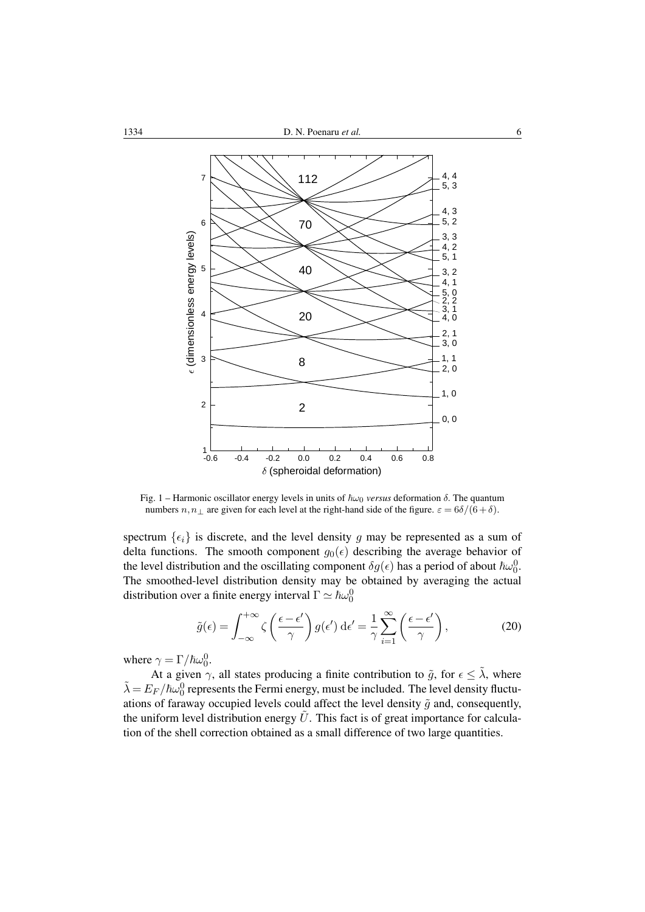7

6

5

4

3

2

1

-0.6 -0.4 -0.2 0.0 0.2 0.4 0.6 0.8

$\epsilon$ (dimensionless energy levels)

$\delta$ (spheroidal deformation)

112

70

40

20

8

2

4, 4
5, 3
4, 3
5, 2
3, 3
4, 2
5, 1
3, 2
4, 1
5, 0
2, 2
3, 1
4, 0
2, 1
3, 0
1, 1
2, 0
1, 0
0, 0

Fig. 1 – Harmonic oscillator energy levels in units of $\hbar\omega_0$ *versus* deformation $\delta$. The quantum numbers $n, n_\perp$ are given for each level at the right-hand side of the figure. $\varepsilon = 6\delta/(6+\delta)$.

spectrum $\{\epsilon_i\}$ is discrete, and the level density $g$ may be represented as a sum of delta functions. The smooth component $g_0(\epsilon)$ describing the average behavior of the level distribution and the oscillating component $\delta g(\epsilon)$ has a period of about $\hbar\omega_0^0$. The smoothed-level distribution density may be obtained by averaging the actual distribution over a finite energy interval $\Gamma \simeq \hbar\omega_0^0$

$$\tilde{g}(\epsilon) = \int_{-\infty}^{+\infty} \zeta\left(\frac{\epsilon - \epsilon'}{\gamma}\right) g(\epsilon')\,\mathrm{d}\epsilon' = \frac{1}{\gamma}\sum_{i=1}^{\infty}\left(\frac{\epsilon - \epsilon'}{\gamma}\right), \tag{20}$$

where $\gamma = \Gamma/\hbar\omega_0^0$.

At a given $\gamma$, all states producing a finite contribution to $\tilde{g}$, for $\epsilon \leq \tilde{\lambda}$, where $\tilde{\lambda} = E_F/\hbar\omega_0^0$ represents the Fermi energy, must be included. The level density fluctuations of faraway occupied levels could affect the level density $\tilde{g}$ and, consequently, the uniform level distribution energy $\tilde{U}$. This fact is of great importance for calculation of the shell correction obtained as a small difference of two large quantities.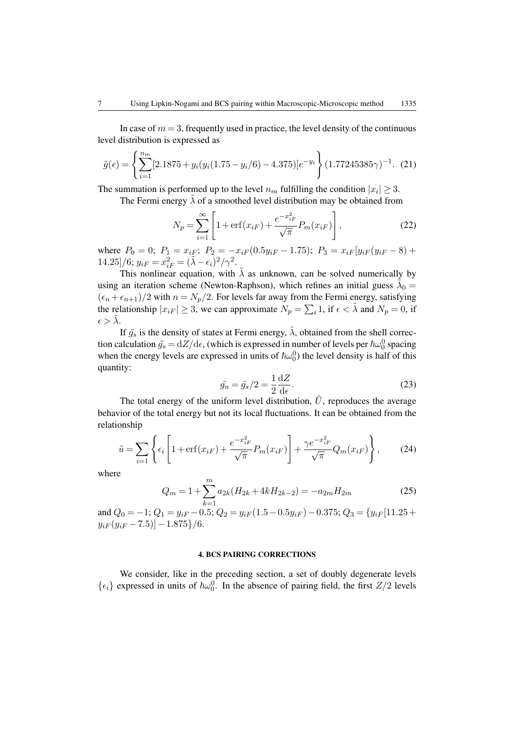In case of $m = 3$, frequently used in practice, the level density of the continuous level distribution is expressed as

$$\tilde{g}(\epsilon) = \left\{ \sum_{i=1}^{n_m} [2.1875 + y_i(y_i(1.75 - y_i/6) - 4.375)]e^{-y_i} \right\} (1.77245385\gamma)^{-1}. \quad (21)$$

The summation is performed up to the level $n_m$ fulfilling the condition $|x_i| \geq 3$.

The Fermi energy $\tilde{\lambda}$ of a smoothed level distribution may be obtained from

$$N_p = \sum_{i=1}^{\infty} \left[ 1 + \mathrm{erf}(x_{iF}) + \frac{e^{-x_{iF}^2}}{\sqrt{\pi}} P_m(x_{iF}) \right], \quad (22)$$

where $P_0 = 0$; $P_1 = x_{iF}$; $P_2 = -x_{iF}(0.5y_{iF} - 1.75)$; $P_3 = x_{iF}[y_{iF}(y_{iF} - 8) + 14.25]/6$; $y_{iF} = x_{iF}^2 = (\tilde{\lambda} - \epsilon_i)^2/\gamma^2$.

This nonlinear equation, with $\tilde{\lambda}$ as unknown, can be solved numerically by using an iteration scheme (Newton-Raphson), which refines an initial guess $\tilde{\lambda}_0 = (\epsilon_n + \epsilon_{n+1})/2$ with $n = N_p/2$. For levels far away from the Fermi energy, satisfying the relationship $|x_{iF}| \geq 3$, we can approximate $N_p = \sum_i 1$, if $\epsilon < \tilde{\lambda}$ and $N_p = 0$, if $\epsilon > \tilde{\lambda}$.

If $\tilde{g_s}$ is the density of states at Fermi energy, $\tilde{\lambda}$, obtained from the shell correction calculation $\tilde{g_s} = \mathrm{d}Z/\mathrm{d}\epsilon$, (which is expressed in number of levels per $\hbar\omega_0^0$ spacing when the energy levels are expressed in units of $\hbar\omega_0^0$) the level density is half of this quantity:

$$\tilde{g_n} = \tilde{g_s}/2 = \frac{1}{2}\frac{\mathrm{d}Z}{\mathrm{d}\epsilon}. \quad (23)$$

The total energy of the uniform level distribution, $\tilde{U}$, reproduces the average behavior of the total energy but not its local fluctuations. It can be obtained from the relationship

$$\tilde{u} = \sum_{i=1} \left\{ \epsilon_i \left[ 1 + \mathrm{erf}(x_{iF}) + \frac{e^{-x_{iF}^2}}{\sqrt{\pi}} P_m(x_{iF}) \right] + \frac{\gamma e^{-x_{iF}^2}}{\sqrt{\pi}} Q_m(x_{iF}) \right\}, \quad (24)$$

where

$$Q_m = 1 + \sum_{k=1}^{m} a_{2k}(H_{2k} + 4kH_{2k-2}) = -a_{2m}H_{2m} \quad (25)$$

and $Q_0 = -1$; $Q_1 = y_{iF} - 0.5$; $Q_2 = y_{iF}(1.5 - 0.5y_{iF}) - 0.375$; $Q_3 = \{y_{iF}[11.25 + y_{iF}(y_{iF} - 7.5)] - 1.875\}/6$.

## 4. BCS PAIRING CORRECTIONS

We consider, like in the preceding section, a set of doubly degenerate levels $\{\epsilon_i\}$ expressed in units of $\hbar\omega_0^0$. In the absence of pairing field, the first $Z/2$ levels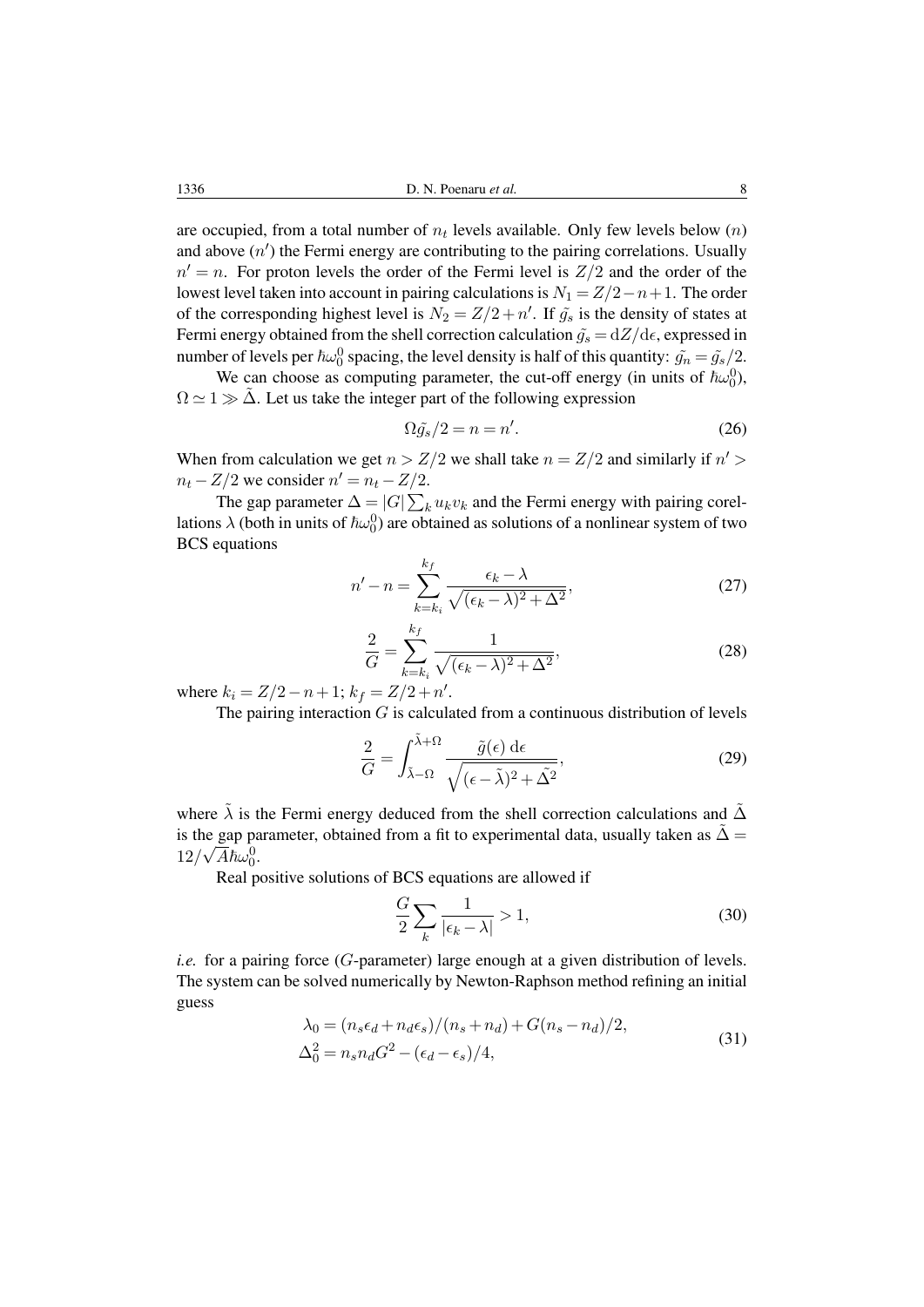are occupied, from a total number of $n_t$ levels available. Only few levels below ($n$) and above ($n'$) the Fermi energy are contributing to the pairing correlations. Usually $n' = n$. For proton levels the order of the Fermi level is $Z/2$ and the order of the lowest level taken into account in pairing calculations is $N_1 = Z/2 - n + 1$. The order of the corresponding highest level is $N_2 = Z/2 + n'$. If $\tilde{g_s}$ is the density of states at Fermi energy obtained from the shell correction calculation $\tilde{g_s} = \mathrm{d}Z/\mathrm{d}\epsilon$, expressed in number of levels per $\hbar\omega_0^0$ spacing, the level density is half of this quantity: $\tilde{g_n} = \tilde{g_s}/2$.

We can choose as computing parameter, the cut-off energy (in units of $\hbar\omega_0^0$), $\Omega \simeq 1 \gg \tilde{\Delta}$. Let us take the integer part of the following expression

$$\Omega\tilde{g_s}/2 = n = n'. \tag{26}$$

When from calculation we get $n > Z/2$ we shall take $n = Z/2$ and similarly if $n' > n_t - Z/2$ we consider $n' = n_t - Z/2$.

The gap parameter $\Delta = |G|\sum_k u_k v_k$ and the Fermi energy with pairing corellations $\lambda$ (both in units of $\hbar\omega_0^0$) are obtained as solutions of a nonlinear system of two BCS equations

$$n' - n = \sum_{k=k_i}^{k_f} \frac{\epsilon_k - \lambda}{\sqrt{(\epsilon_k - \lambda)^2 + \Delta^2}}, \tag{27}$$

$$\frac{2}{G} = \sum_{k=k_i}^{k_f} \frac{1}{\sqrt{(\epsilon_k - \lambda)^2 + \Delta^2}}, \tag{28}$$

where $k_i = Z/2 - n + 1$; $k_f = Z/2 + n'$.

The pairing interaction $G$ is calculated from a continuous distribution of levels

$$\frac{2}{G} = \int_{\tilde{\lambda}-\Omega}^{\tilde{\lambda}+\Omega} \frac{\tilde{g}(\epsilon)\,\mathrm{d}\epsilon}{\sqrt{(\epsilon - \tilde{\lambda})^2 + \tilde{\Delta}^2}}, \tag{29}$$

where $\tilde{\lambda}$ is the Fermi energy deduced from the shell correction calculations and $\tilde{\Delta}$ is the gap parameter, obtained from a fit to experimental data, usually taken as $\tilde{\Delta} = 12/\sqrt{A}\hbar\omega_0^0$.

Real positive solutions of BCS equations are allowed if

$$\frac{G}{2}\sum_k \frac{1}{|\epsilon_k - \lambda|} > 1, \tag{30}$$

*i.e.* for a pairing force ($G$-parameter) large enough at a given distribution of levels. The system can be solved numerically by Newton-Raphson method refining an initial guess

$$\begin{aligned} \lambda_0 &= (n_s\epsilon_d + n_d\epsilon_s)/(n_s + n_d) + G(n_s - n_d)/2, \\ \Delta_0^2 &= n_s n_d G^2 - (\epsilon_d - \epsilon_s)/4, \end{aligned} \tag{31}$$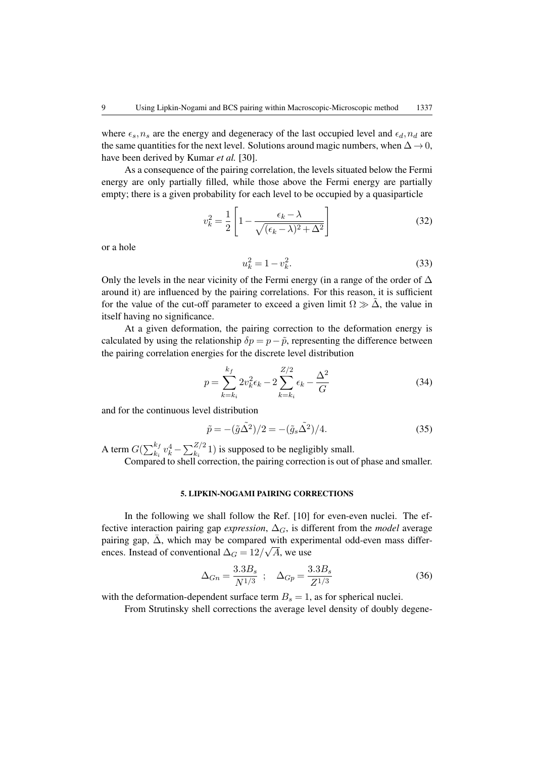where $\epsilon_s, n_s$ are the energy and degeneracy of the last occupied level and $\epsilon_d, n_d$ are the same quantities for the next level. Solutions around magic numbers, when $\Delta \to 0$, have been derived by Kumar *et al.* [30].

As a consequence of the pairing correlation, the levels situated below the Fermi energy are only partially filled, while those above the Fermi energy are partially empty; there is a given probability for each level to be occupied by a quasiparticle

$$v_k^2 = \frac{1}{2}\left[1 - \frac{\epsilon_k - \lambda}{\sqrt{(\epsilon_k - \lambda)^2 + \Delta^2}}\right] \tag{32}$$

or a hole

$$u_k^2 = 1 - v_k^2. \tag{33}$$

Only the levels in the near vicinity of the Fermi energy (in a range of the order of $\Delta$ around it) are influenced by the pairing correlations. For this reason, it is sufficient for the value of the cut-off parameter to exceed a given limit $\Omega \gg \tilde{\Delta}$, the value in itself having no significance.

At a given deformation, the pairing correction to the deformation energy is calculated by using the relationship $\delta p = p - \tilde{p}$, representing the difference between the pairing correlation energies for the discrete level distribution

$$p = \sum_{k=k_i}^{k_f} 2v_k^2 \epsilon_k - 2\sum_{k=k_i}^{Z/2} \epsilon_k - \frac{\Delta^2}{G} \tag{34}$$

and for the continuous level distribution

$$\tilde{p} = -(\tilde{g}\tilde{\Delta^2})/2 = -(\tilde{g}_s\tilde{\Delta^2})/4. \tag{35}$$

A term $G(\sum_{k_i}^{k_f} v_k^4 - \sum_{k_i}^{Z/2} 1)$ is supposed to be negligibly small.

Compared to shell correction, the pairing correction is out of phase and smaller.

## 5. LIPKIN-NOGAMI PAIRING CORRECTIONS

In the following we shall follow the Ref. [10] for even-even nuclei. The effective interaction pairing gap *expression*, $\Delta_G$, is different from the *model* average pairing gap, $\bar{\Delta}$, which may be compared with experimental odd-even mass differences. Instead of conventional $\Delta_G = 12/\sqrt{A}$, we use

$$\Delta_{Gn} = \frac{3.3B_s}{N^{1/3}} \;\; ; \quad \Delta_{Gp} = \frac{3.3B_s}{Z^{1/3}} \tag{36}$$

with the deformation-dependent surface term $B_s = 1$, as for spherical nuclei.

From Strutinsky shell corrections the average level density of doubly degene-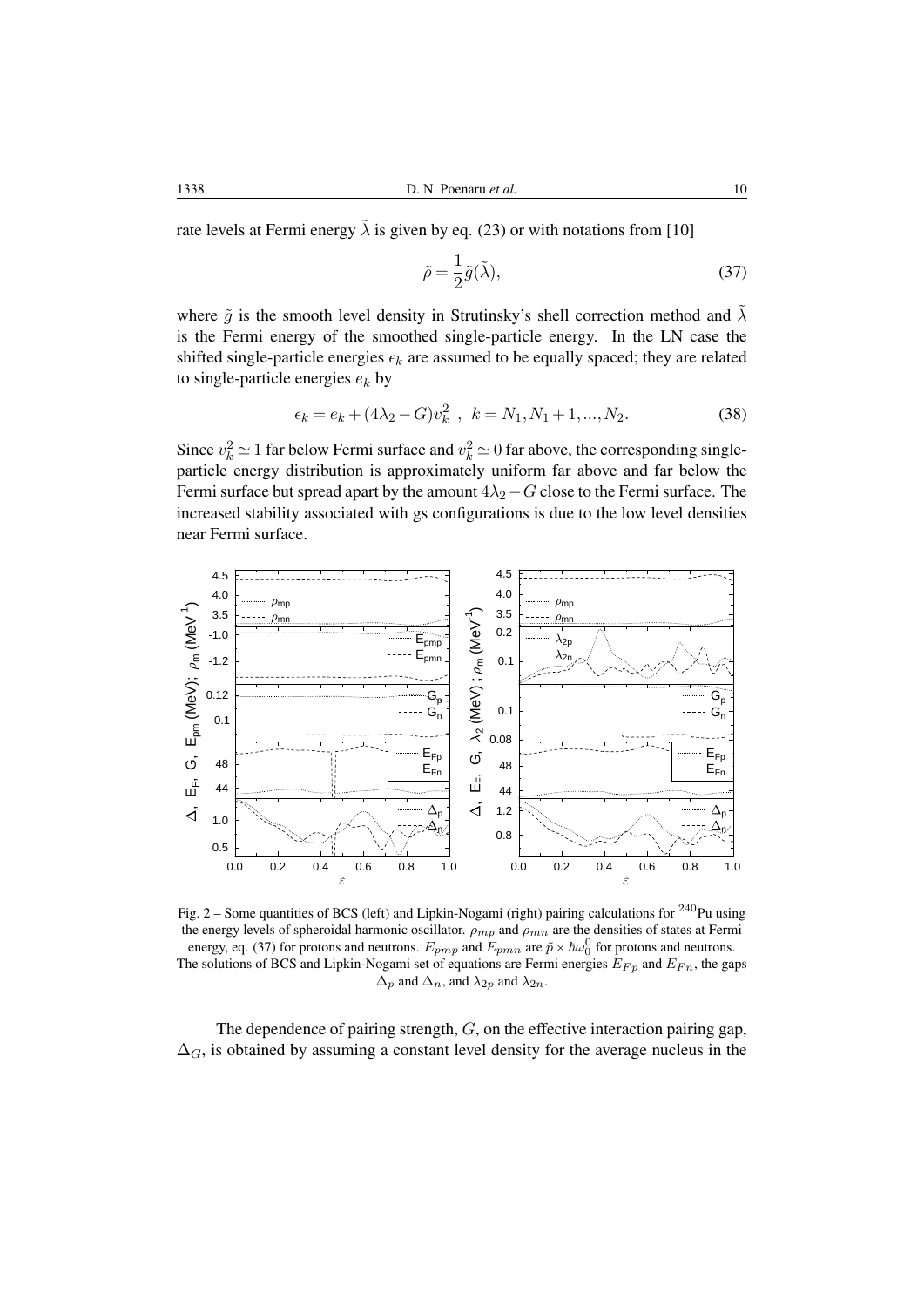rate levels at Fermi energy $\tilde{\lambda}$ is given by eq. (23) or with notations from [10]

$$\tilde{\rho} = \frac{1}{2}\tilde{g}(\tilde{\lambda}), \tag{37}$$

where $\tilde{g}$ is the smooth level density in Strutinsky's shell correction method and $\tilde{\lambda}$ is the Fermi energy of the smoothed single-particle energy. In the LN case the shifted single-particle energies $\epsilon_k$ are assumed to be equally spaced; they are related to single-particle energies $e_k$ by

$$\epsilon_k = e_k + (4\lambda_2 - G)v_k^2 \ , \ \ k = N_1, N_1+1, ..., N_2. \tag{38}$$

Since $v_k^2 \simeq 1$ far below Fermi surface and $v_k^2 \simeq 0$ far above, the corresponding single-particle energy distribution is approximately uniform far above and far below the Fermi surface but spread apart by the amount $4\lambda_2 - G$ close to the Fermi surface. The increased stability associated with gs configurations is due to the low level densities near Fermi surface.

Δ, E_F, G, E_pm (MeV); ρ_m (MeV^-1)

ρ_mp
ρ_mn
E_pmp
E_pmn
G_p
G_n
E_Fp
E_Fn
Δ_p
Δ_n

Δ, E_F, G, λ_2 (MeV) ; ρ_m (MeV^-1)

ρ_mp
ρ_mn
λ_2p
λ_2n
G_p
G_n
E_Fp
E_Fn
Δ_p
Δ_n

ε

Fig. 2 – Some quantities of BCS (left) and Lipkin-Nogami (right) pairing calculations for $^{240}$Pu using the energy levels of spheroidal harmonic oscillator. $\rho_{mp}$ and $\rho_{mn}$ are the densities of states at Fermi energy, eq. (37) for protons and neutrons. $E_{pmp}$ and $E_{pmn}$ are $\tilde{\rho} \times \hbar\omega_0^0$ for protons and neutrons. The solutions of BCS and Lipkin-Nogami set of equations are Fermi energies $E_{Fp}$ and $E_{Fn}$, the gaps $\Delta_p$ and $\Delta_n$, and $\lambda_{2p}$ and $\lambda_{2n}$.

The dependence of pairing strength, $G$, on the effective interaction pairing gap, $\Delta_G$, is obtained by assuming a constant level density for the average nucleus in the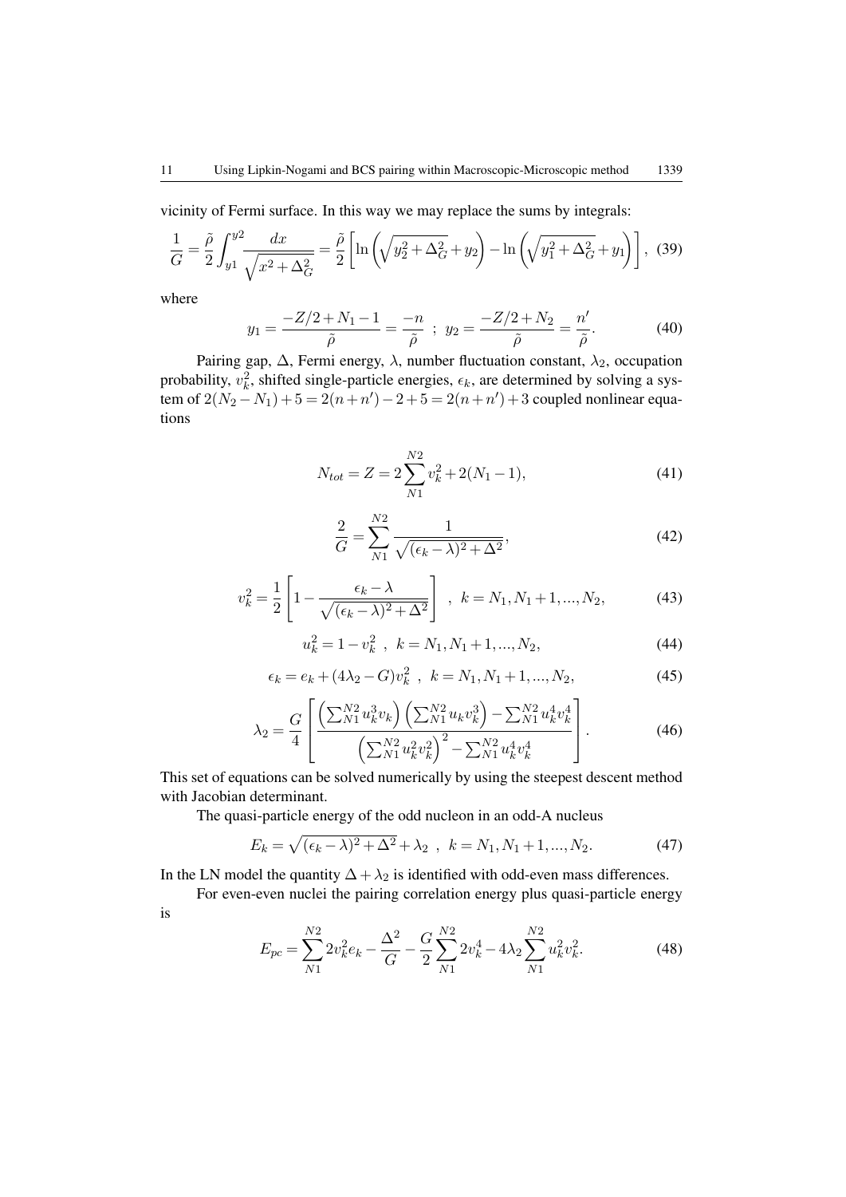vicinity of Fermi surface. In this way we may replace the sums by integrals:

$$\frac{1}{G} = \frac{\tilde{\rho}}{2}\int_{y1}^{y2}\frac{dx}{\sqrt{x^2+\Delta_G^2}} = \frac{\tilde{\rho}}{2}\left[\ln\left(\sqrt{y_2^2+\Delta_G^2}+y_2\right)-\ln\left(\sqrt{y_1^2+\Delta_G^2}+y_1\right)\right], \quad (39)$$

where

$$y_1 = \frac{-Z/2+N_1-1}{\tilde{\rho}} = \frac{-n}{\tilde{\rho}} \ ; \ y_2 = \frac{-Z/2+N_2}{\tilde{\rho}} = \frac{n'}{\tilde{\rho}}. \quad (40)$$

Pairing gap, $\Delta$, Fermi energy, $\lambda$, number fluctuation constant, $\lambda_2$, occupation probability, $v_k^2$, shifted single-particle energies, $\epsilon_k$, are determined by solving a system of $2(N_2-N_1)+5 = 2(n+n')-2+5 = 2(n+n')+3$ coupled nonlinear equations

$$N_{tot} = Z = 2\sum_{N1}^{N2} v_k^2 + 2(N_1-1), \quad (41)$$

$$\frac{2}{G} = \sum_{N1}^{N2}\frac{1}{\sqrt{(\epsilon_k-\lambda)^2+\Delta^2}}, \quad (42)$$

$$v_k^2 = \frac{1}{2}\left[1-\frac{\epsilon_k-\lambda}{\sqrt{(\epsilon_k-\lambda)^2+\Delta^2}}\right] \ , \ k = N_1, N_1+1, ..., N_2, \quad (43)$$

$$u_k^2 = 1 - v_k^2 \ , \ k = N_1, N_1+1, ..., N_2, \quad (44)$$

$$\epsilon_k = e_k + (4\lambda_2 - G)v_k^2 \ , \ k = N_1, N_1+1, ..., N_2, \quad (45)$$

$$\lambda_2 = \frac{G}{4}\left[\frac{\left(\sum_{N1}^{N2}u_k^3 v_k\right)\left(\sum_{N1}^{N2}u_k v_k^3\right)-\sum_{N1}^{N2}u_k^4 v_k^4}{\left(\sum_{N1}^{N2}u_k^2 v_k^2\right)^2-\sum_{N1}^{N2}u_k^4 v_k^4}\right]. \quad (46)$$

This set of equations can be solved numerically by using the steepest descent method with Jacobian determinant.

The quasi-particle energy of the odd nucleon in an odd-A nucleus

$$E_k = \sqrt{(\epsilon_k-\lambda)^2+\Delta^2}+\lambda_2 \ , \ k = N_1, N_1+1, ..., N_2. \quad (47)$$

In the LN model the quantity $\Delta+\lambda_2$ is identified with odd-even mass differences.

For even-even nuclei the pairing correlation energy plus quasi-particle energy is

$$E_{pc} = \sum_{N1}^{N2} 2v_k^2 e_k - \frac{\Delta^2}{G} - \frac{G}{2}\sum_{N1}^{N2} 2v_k^4 - 4\lambda_2\sum_{N1}^{N2} u_k^2 v_k^2. \quad (48)$$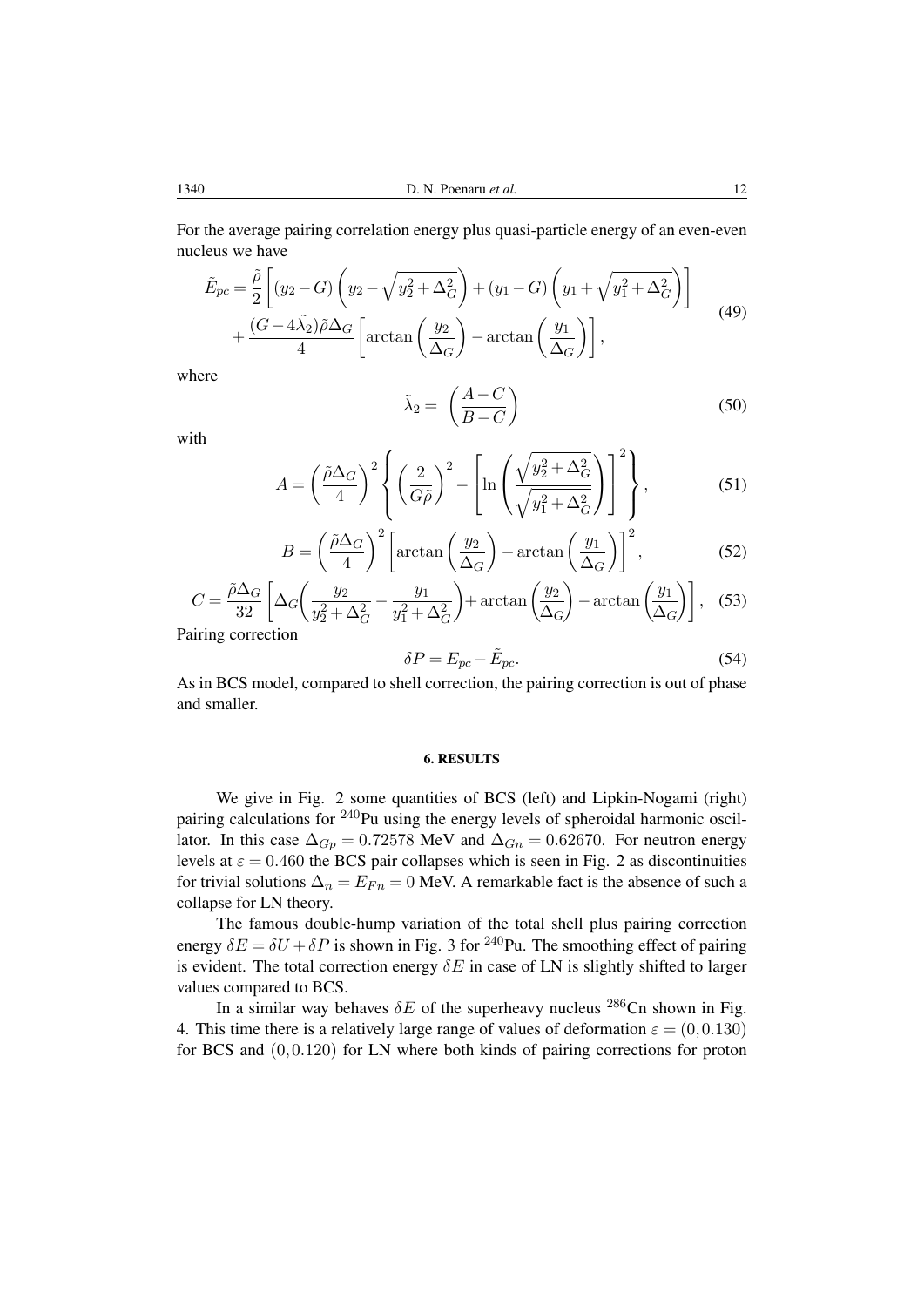For the average pairing correlation energy plus quasi-particle energy of an even-even nucleus we have

$$
\begin{aligned}
\tilde{E}_{pc} = \frac{\tilde{\rho}}{2}\left[(y_2 - G)\left(y_2 - \sqrt{y_2^2 + \Delta_G^2}\right) + (y_1 - G)\left(y_1 + \sqrt{y_1^2 + \Delta_G^2}\right)\right] \\
+ \frac{(G - 4\tilde{\lambda}_2)\tilde{\rho}\Delta_G}{4}\left[\arctan\left(\frac{y_2}{\Delta_G}\right) - \arctan\left(\frac{y_1}{\Delta_G}\right)\right],
\end{aligned}
\tag{49}
$$

where

$$
\tilde{\lambda}_2 = \left(\frac{A - C}{B - C}\right) \tag{50}
$$

with

$$
A = \left(\frac{\tilde{\rho}\Delta_G}{4}\right)^2 \left\{ \left(\frac{2}{G\tilde{\rho}}\right)^2 - \left[\ln\left(\frac{\sqrt{y_2^2 + \Delta_G^2}}{\sqrt{y_1^2 + \Delta_G^2}}\right)\right]^2 \right\}, \tag{51}
$$

$$
B = \left(\frac{\tilde{\rho}\Delta_G}{4}\right)^2 \left[\arctan\left(\frac{y_2}{\Delta_G}\right) - \arctan\left(\frac{y_1}{\Delta_G}\right)\right]^2, \tag{52}
$$

$$
C = \frac{\tilde{\rho}\Delta_G}{32}\left[\Delta_G\left(\frac{y_2}{y_2^2 + \Delta_G^2} - \frac{y_1}{y_1^2 + \Delta_G^2}\right) + \arctan\left(\frac{y_2}{\Delta_G}\right) - \arctan\left(\frac{y_1}{\Delta_G}\right)\right], \tag{53}
$$

Pairing correction

$$
\delta P = E_{pc} - \tilde{E}_{pc}. \tag{54}
$$

As in BCS model, compared to shell correction, the pairing correction is out of phase and smaller.

## 6. RESULTS

We give in Fig. 2 some quantities of BCS (left) and Lipkin-Nogami (right) pairing calculations for $^{240}$Pu using the energy levels of spheroidal harmonic oscillator. In this case $\Delta_{Gp} = 0.72578$ MeV and $\Delta_{Gn} = 0.62670$. For neutron energy levels at $\varepsilon = 0.460$ the BCS pair collapses which is seen in Fig. 2 as discontinuities for trivial solutions $\Delta_n = E_{Fn} = 0$ MeV. A remarkable fact is the absence of such a collapse for LN theory.

The famous double-hump variation of the total shell plus pairing correction energy $\delta E = \delta U + \delta P$ is shown in Fig. 3 for $^{240}$Pu. The smoothing effect of pairing is evident. The total correction energy $\delta E$ in case of LN is slightly shifted to larger values compared to BCS.

In a similar way behaves $\delta E$ of the superheavy nucleus $^{286}$Cn shown in Fig. 4. This time there is a relatively large range of values of deformation $\varepsilon = (0, 0.130)$ for BCS and $(0, 0.120)$ for LN where both kinds of pairing corrections for proton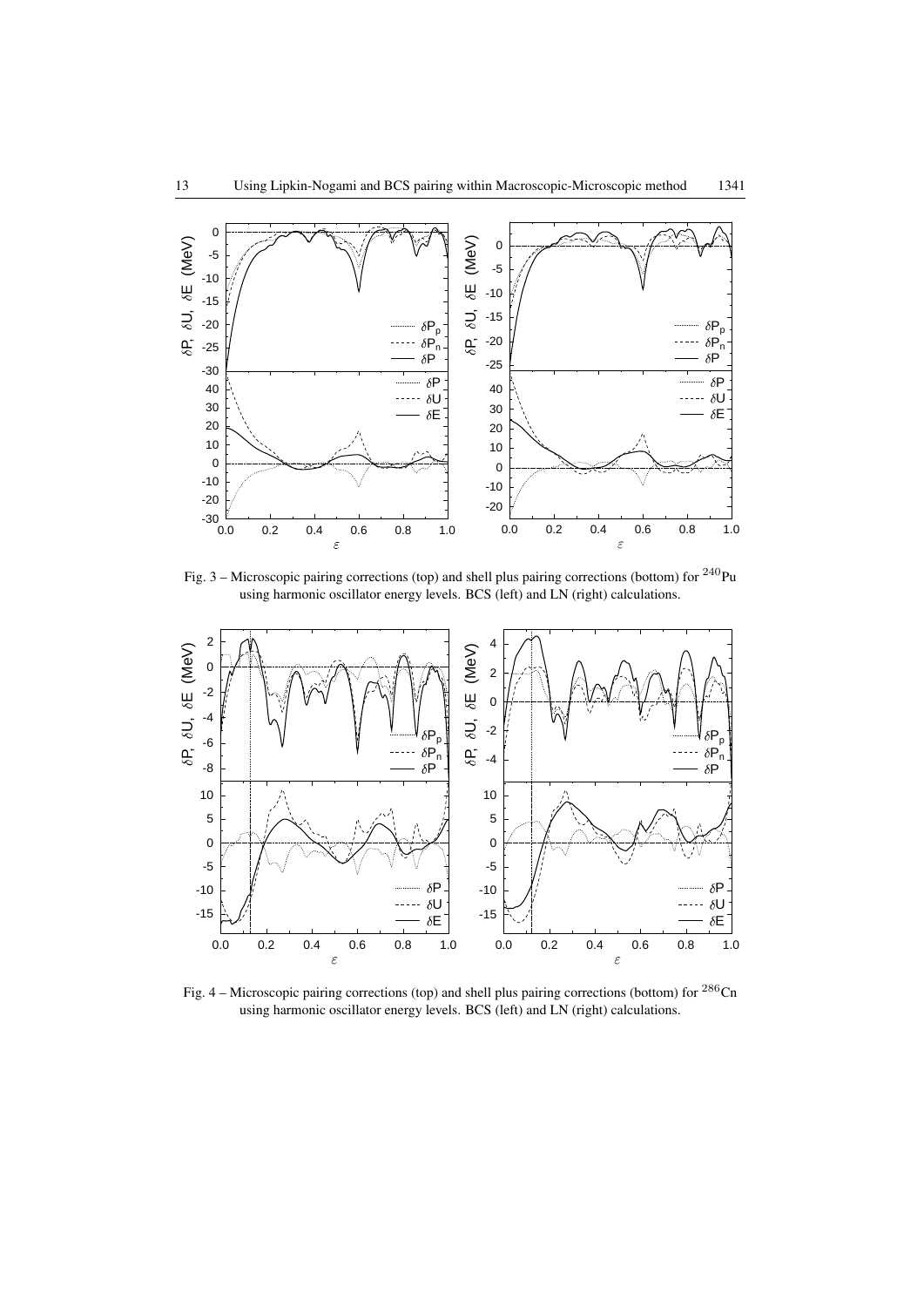δP, δU, δE (MeV)

$\delta P_p$

$\delta P_n$

$\delta P$

$\delta P$

$\delta U$

$\delta E$

$\varepsilon$

0.0 0.2 0.4 0.6 0.8 1.0

Fig. 3 – Microscopic pairing corrections (top) and shell plus pairing corrections (bottom) for $^{240}$Pu using harmonic oscillator energy levels. BCS (left) and LN (right) calculations.

δP, δU, δE (MeV)

$\delta P_p$

$\delta P_n$

$\delta P$

$\delta P$

$\delta U$

$\delta E$

$\varepsilon$

0.0 0.2 0.4 0.6 0.8 1.0

Fig. 4 – Microscopic pairing corrections (top) and shell plus pairing corrections (bottom) for $^{286}$Cn using harmonic oscillator energy levels. BCS (left) and LN (right) calculations.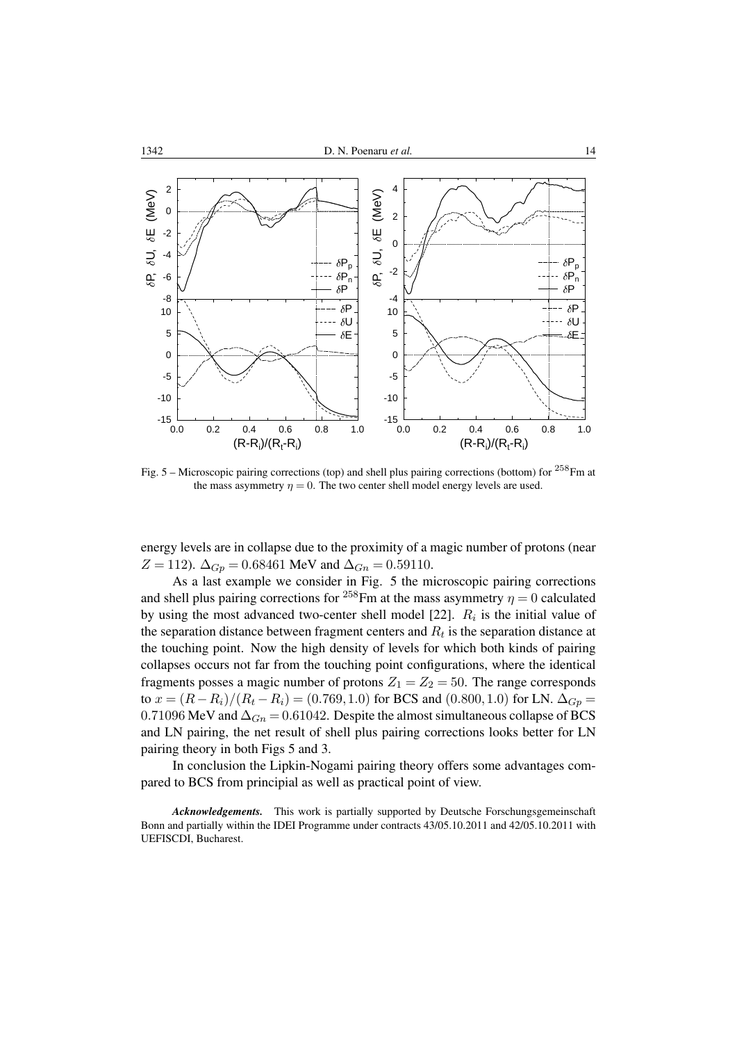δP, δU, δE (MeV)

2
0
-2
-4
-6
-8

δP$_p$
δP$_n$
δP

10
5
0
-5
-10
-15

δP
δU
δE

0.0 0.2 0.4 0.6 0.8 1.0

(R-R$_i$)/(R$_t$-R$_i$)

δP, δU, δE (MeV)

4
2
0
-2
-4

δP$_p$
δP$_n$
δP

10
5
0
-5
-10
-15

δP
δU
δE

0.0 0.2 0.4 0.6 0.8 1.0

(R-R$_i$)/(R$_t$-R$_i$)

Fig. 5 – Microscopic pairing corrections (top) and shell plus pairing corrections (bottom) for $^{258}$Fm at the mass asymmetry $\eta = 0$. The two center shell model energy levels are used.

energy levels are in collapse due to the proximity of a magic number of protons (near $Z = 112$). $\Delta_{Gp} = 0.68461$ MeV and $\Delta_{Gn} = 0.59110$.

As a last example we consider in Fig. 5 the microscopic pairing corrections and shell plus pairing corrections for $^{258}$Fm at the mass asymmetry $\eta = 0$ calculated by using the most advanced two-center shell model [22]. $R_i$ is the initial value of the separation distance between fragment centers and $R_t$ is the separation distance at the touching point. Now the high density of levels for which both kinds of pairing collapses occurs not far from the touching point configurations, where the identical fragments posses a magic number of protons $Z_1 = Z_2 = 50$. The range corresponds to $x = (R - R_i)/(R_t - R_i) = (0.769, 1.0)$ for BCS and $(0.800, 1.0)$ for LN. $\Delta_{Gp} = 0.71096$ MeV and $\Delta_{Gn} = 0.61042$. Despite the almost simultaneous collapse of BCS and LN pairing, the net result of shell plus pairing corrections looks better for LN pairing theory in both Figs 5 and 3.

In conclusion the Lipkin-Nogami pairing theory offers some advantages compared to BCS from principial as well as practical point of view.

***Acknowledgements.*** This work is partially supported by Deutsche Forschungsgemeinschaft Bonn and partially within the IDEI Programme under contracts 43/05.10.2011 and 42/05.10.2011 with UEFISCDI, Bucharest.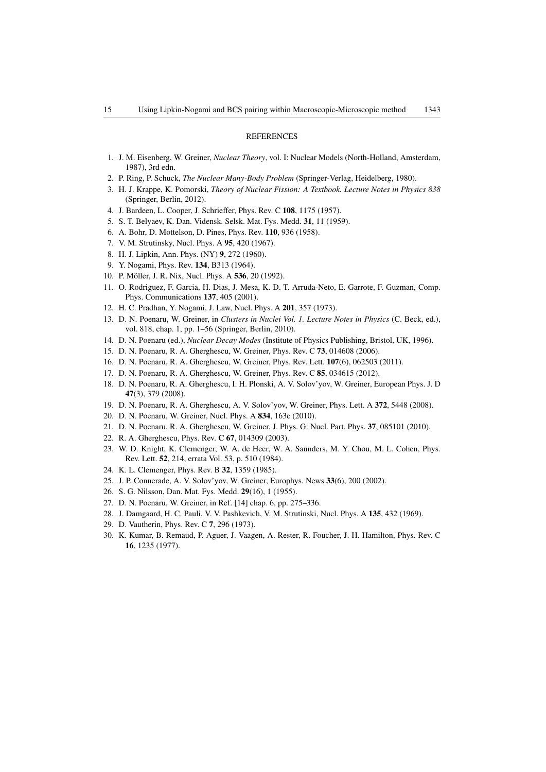## REFERENCES

1. J. M. Eisenberg, W. Greiner, *Nuclear Theory*, vol. I: Nuclear Models (North-Holland, Amsterdam, 1987), 3rd edn.
2. P. Ring, P. Schuck, *The Nuclear Many-Body Problem* (Springer-Verlag, Heidelberg, 1980).
3. H. J. Krappe, K. Pomorski, *Theory of Nuclear Fission: A Textbook. Lecture Notes in Physics 838* (Springer, Berlin, 2012).
4. J. Bardeen, L. Cooper, J. Schrieffer, Phys. Rev. C **108**, 1175 (1957).
5. S. T. Belyaev, K. Dan. Vidensk. Selsk. Mat. Fys. Medd. **31**, 11 (1959).
6. A. Bohr, D. Mottelson, D. Pines, Phys. Rev. **110**, 936 (1958).
7. V. M. Strutinsky, Nucl. Phys. A **95**, 420 (1967).
8. H. J. Lipkin, Ann. Phys. (NY) **9**, 272 (1960).
9. Y. Nogami, Phys. Rev. **134**, B313 (1964).
10. P. Möller, J. R. Nix, Nucl. Phys. A **536**, 20 (1992).
11. O. Rodriguez, F. Garcia, H. Dias, J. Mesa, K. D. T. Arruda-Neto, E. Garrote, F. Guzman, Comp. Phys. Communications **137**, 405 (2001).
12. H. C. Pradhan, Y. Nogami, J. Law, Nucl. Phys. A **201**, 357 (1973).
13. D. N. Poenaru, W. Greiner, in *Clusters in Nuclei Vol. 1. Lecture Notes in Physics* (C. Beck, ed.), vol. 818, chap. 1, pp. 1–56 (Springer, Berlin, 2010).
14. D. N. Poenaru (ed.), *Nuclear Decay Modes* (Institute of Physics Publishing, Bristol, UK, 1996).
15. D. N. Poenaru, R. A. Gherghescu, W. Greiner, Phys. Rev. C **73**, 014608 (2006).
16. D. N. Poenaru, R. A. Gherghescu, W. Greiner, Phys. Rev. Lett. **107**(6), 062503 (2011).
17. D. N. Poenaru, R. A. Gherghescu, W. Greiner, Phys. Rev. C **85**, 034615 (2012).
18. D. N. Poenaru, R. A. Gherghescu, I. H. Plonski, A. V. Solov'yov, W. Greiner, European Phys. J. D **47**(3), 379 (2008).
19. D. N. Poenaru, R. A. Gherghescu, A. V. Solov'yov, W. Greiner, Phys. Lett. A **372**, 5448 (2008).
20. D. N. Poenaru, W. Greiner, Nucl. Phys. A **834**, 163c (2010).
21. D. N. Poenaru, R. A. Gherghescu, W. Greiner, J. Phys. G: Nucl. Part. Phys. **37**, 085101 (2010).
22. R. A. Gherghescu, Phys. Rev. **C 67**, 014309 (2003).
23. W. D. Knight, K. Clemenger, W. A. de Heer, W. A. Saunders, M. Y. Chou, M. L. Cohen, Phys. Rev. Lett. **52**, 214, errata Vol. 53, p. 510 (1984).
24. K. L. Clemenger, Phys. Rev. B **32**, 1359 (1985).
25. J. P. Connerade, A. V. Solov'yov, W. Greiner, Europhys. News **33**(6), 200 (2002).
26. S. G. Nilsson, Dan. Mat. Fys. Medd. **29**(16), 1 (1955).
27. D. N. Poenaru, W. Greiner, in Ref. [14] chap. 6, pp. 275–336.
28. J. Damgaard, H. C. Pauli, V. V. Pashkevich, V. M. Strutinski, Nucl. Phys. A **135**, 432 (1969).
29. D. Vautherin, Phys. Rev. C **7**, 296 (1973).
30. K. Kumar, B. Remaud, P. Aguer, J. Vaagen, A. Rester, R. Foucher, J. H. Hamilton, Phys. Rev. C **16**, 1235 (1977).